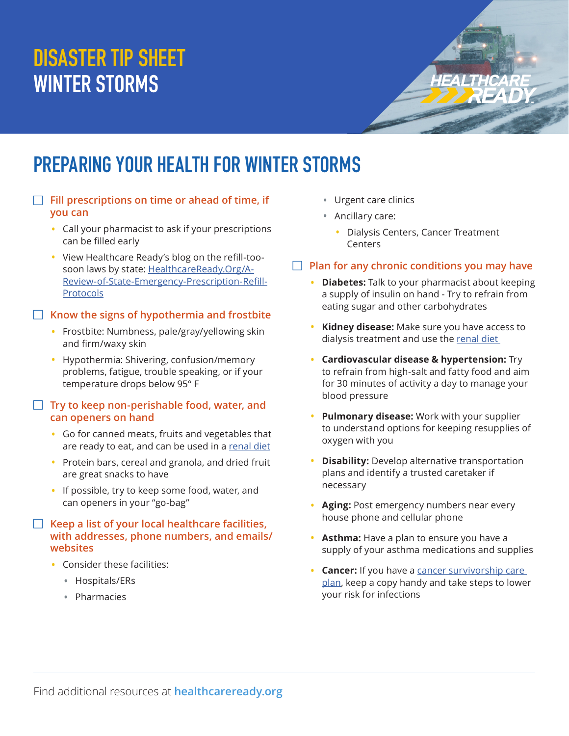# DISASTER TIP SHEET
# WINTER STORMS

## PREPARING YOUR HEALTH FOR WINTER STORMS

- [ ] **Fill prescriptions on time or ahead of time, if you can**
    - Call your pharmacist to ask if your prescriptions can be filled early
    - View Healthcare Ready's blog on the refill-too-soon laws by state: HealthcareReady.Org/A-Review-of-State-Emergency-Prescription-Refill-Protocols

- [ ] **Know the signs of hypothermia and frostbite**
    - Frostbite: Numbness, pale/gray/yellowing skin and firm/waxy skin
    - Hypothermia: Shivering, confusion/memory problems, fatigue, trouble speaking, or if your temperature drops below 95° F

- [ ] **Try to keep non-perishable food, water, and can openers on hand**
    - Go for canned meats, fruits and vegetables that are ready to eat, and can be used in a renal diet
    - Protein bars, cereal and granola, and dried fruit are great snacks to have
    - If possible, try to keep some food, water, and can openers in your "go-bag"

- [ ] **Keep a list of your local healthcare facilities, with addresses, phone numbers, and emails/websites**
    - Consider these facilities:
        - Hospitals/ERs
        - Pharmacies
        - Urgent care clinics
        - Ancillary care:
            - Dialysis Centers, Cancer Treatment Centers

- [ ] **Plan for any chronic conditions you may have**
    - **Diabetes:** Talk to your pharmacist about keeping a supply of insulin on hand - Try to refrain from eating sugar and other carbohydrates
    - **Kidney disease:** Make sure you have access to dialysis treatment and use the renal diet
    - **Cardiovascular disease & hypertension:** Try to refrain from high-salt and fatty food and aim for 30 minutes of activity a day to manage your blood pressure
    - **Pulmonary disease:** Work with your supplier to understand options for keeping resupplies of oxygen with you
    - **Disability:** Develop alternative transportation plans and identify a trusted caretaker if necessary
    - **Aging:** Post emergency numbers near every house phone and cellular phone
    - **Asthma:** Have a plan to ensure you have a supply of your asthma medications and supplies
    - **Cancer:** If you have a cancer survivorship care plan, keep a copy handy and take steps to lower your risk for infections

Find additional resources at **healthcareready.org**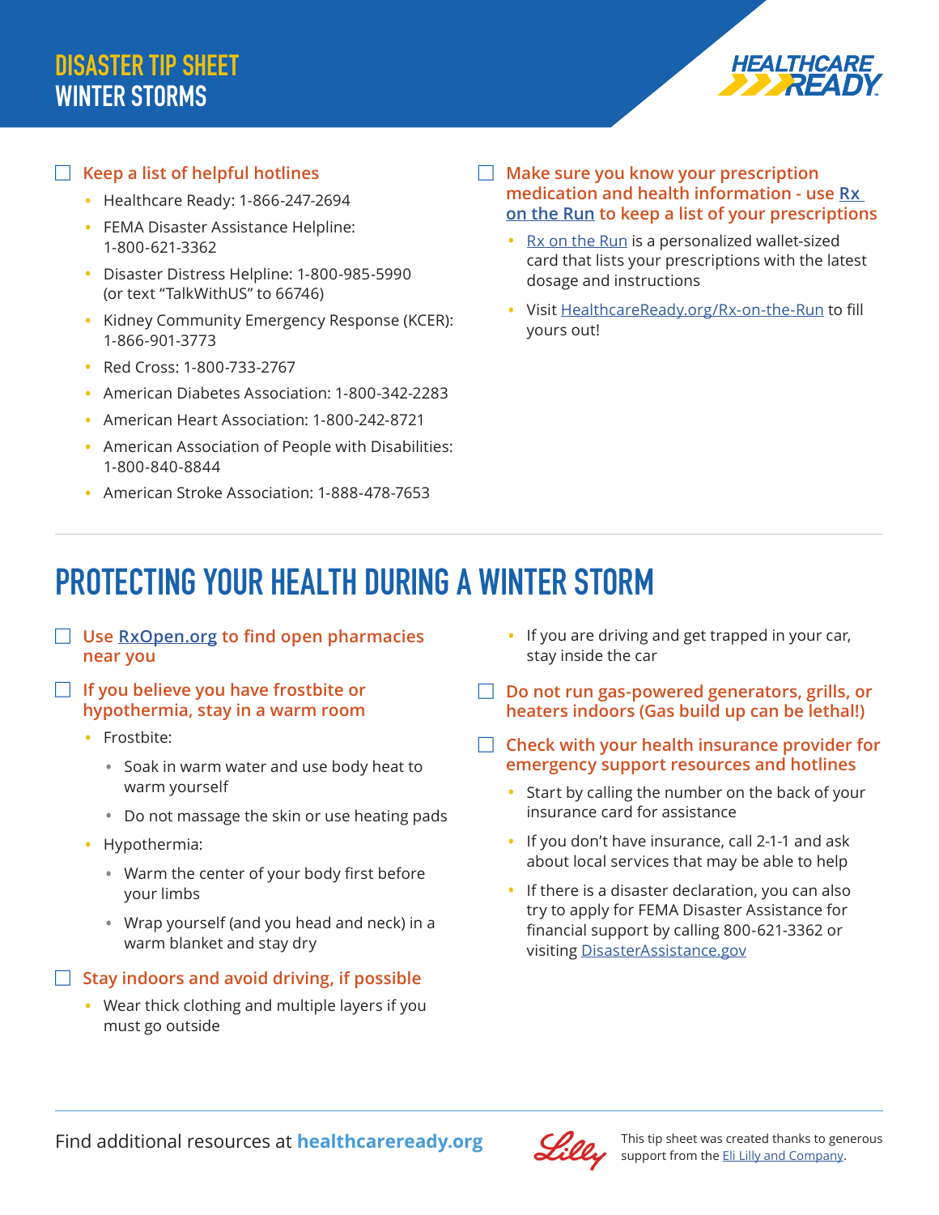# DISASTER TIP SHEET
# WINTER STORMS

- [ ] **Keep a list of helpful hotlines**
    - Healthcare Ready: 1-866-247-2694
    - FEMA Disaster Assistance Helpline: 1-800-621-3362
    - Disaster Distress Helpline: 1-800-985-5990 (or text "TalkWithUS" to 66746)
    - Kidney Community Emergency Response (KCER): 1-866-901-3773
    - Red Cross: 1-800-733-2767
    - American Diabetes Association: 1-800-342-2283
    - American Heart Association: 1-800-242-8721
    - American Association of People with Disabilities: 1-800-840-8844
    - American Stroke Association: 1-888-478-7653

- [ ] **Make sure you know your prescription medication and health information - use Rx on the Run to keep a list of your prescriptions**
    - Rx on the Run is a personalized wallet-sized card that lists your prescriptions with the latest dosage and instructions
    - Visit HealthcareReady.org/Rx-on-the-Run to fill yours out!

## PROTECTING YOUR HEALTH DURING A WINTER STORM

- [ ] **Use RxOpen.org to find open pharmacies near you**

- [ ] **If you believe you have frostbite or hypothermia, stay in a warm room**
    - Frostbite:
        - Soak in warm water and use body heat to warm yourself
        - Do not massage the skin or use heating pads
    - Hypothermia:
        - Warm the center of your body first before your limbs
        - Wrap yourself (and you head and neck) in a warm blanket and stay dry

- [ ] **Stay indoors and avoid driving, if possible**
    - Wear thick clothing and multiple layers if you must go outside
    - If you are driving and get trapped in your car, stay inside the car

- [ ] **Do not run gas-powered generators, grills, or heaters indoors (Gas build up can be lethal!)**

- [ ] **Check with your health insurance provider for emergency support resources and hotlines**
    - Start by calling the number on the back of your insurance card for assistance
    - If you don't have insurance, call 2-1-1 and ask about local services that may be able to help
    - If there is a disaster declaration, you can also try to apply for FEMA Disaster Assistance for financial support by calling 800-621-3362 or visiting DisasterAssistance.gov

Find additional resources at **healthcareready.org**

This tip sheet was created thanks to generous support from the Eli Lilly and Company.